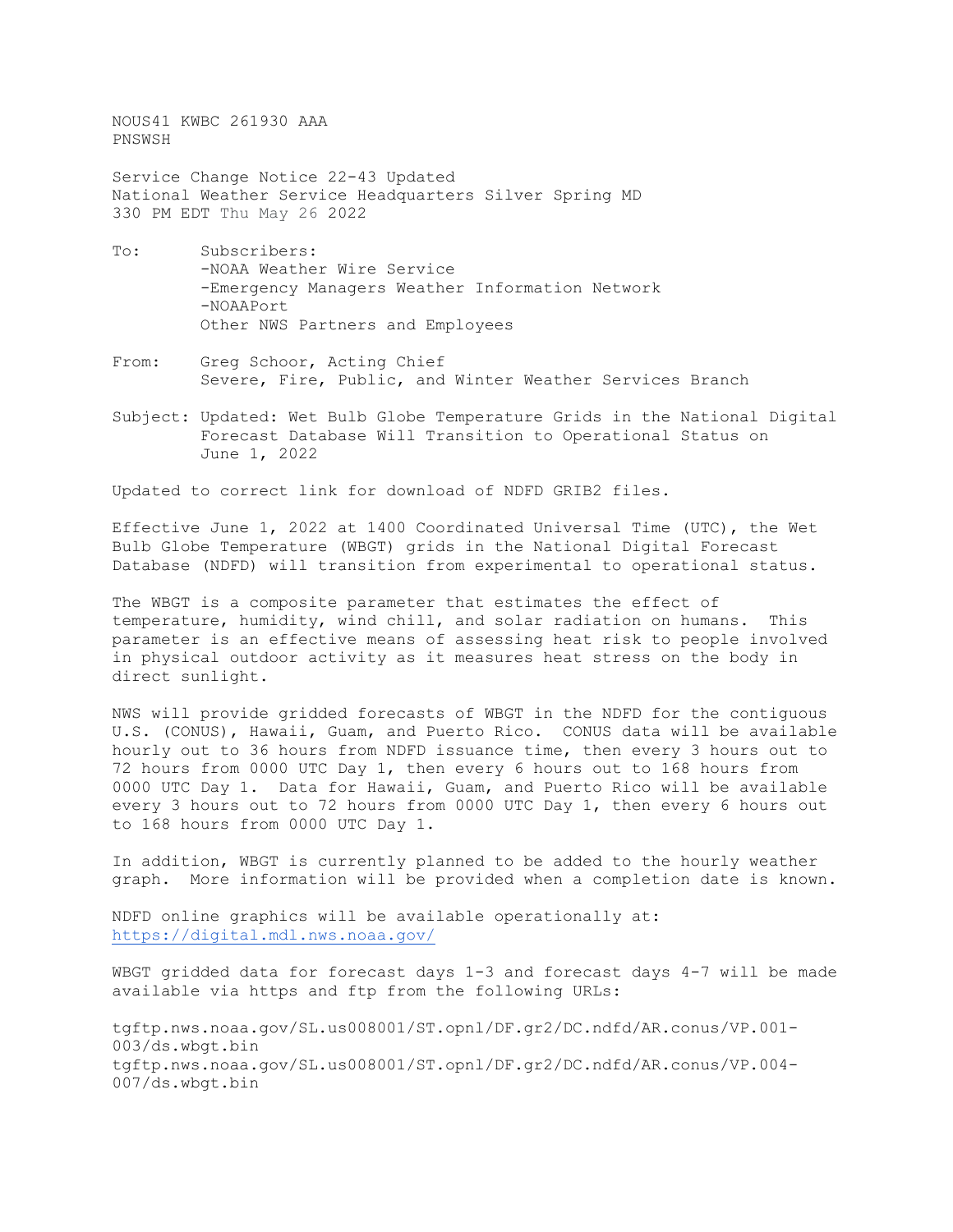NOUS41 KWBC 261930 AAA
PNSWSH

Service Change Notice 22-43 Updated
National Weather Service Headquarters Silver Spring MD
330 PM EDT Thu May 26 2022

To: Subscribers:
-NOAA Weather Wire Service
-Emergency Managers Weather Information Network
-NOAAPort
Other NWS Partners and Employees

From: Greg Schoor, Acting Chief
Severe, Fire, Public, and Winter Weather Services Branch

Subject: Updated: Wet Bulb Globe Temperature Grids in the National Digital Forecast Database Will Transition to Operational Status on June 1, 2022

Updated to correct link for download of NDFD GRIB2 files.

Effective June 1, 2022 at 1400 Coordinated Universal Time (UTC), the Wet Bulb Globe Temperature (WBGT) grids in the National Digital Forecast Database (NDFD) will transition from experimental to operational status.

The WBGT is a composite parameter that estimates the effect of temperature, humidity, wind chill, and solar radiation on humans. This parameter is an effective means of assessing heat risk to people involved in physical outdoor activity as it measures heat stress on the body in direct sunlight.

NWS will provide gridded forecasts of WBGT in the NDFD for the contiguous U.S. (CONUS), Hawaii, Guam, and Puerto Rico. CONUS data will be available hourly out to 36 hours from NDFD issuance time, then every 3 hours out to 72 hours from 0000 UTC Day 1, then every 6 hours out to 168 hours from 0000 UTC Day 1. Data for Hawaii, Guam, and Puerto Rico will be available every 3 hours out to 72 hours from 0000 UTC Day 1, then every 6 hours out to 168 hours from 0000 UTC Day 1.

In addition, WBGT is currently planned to be added to the hourly weather graph. More information will be provided when a completion date is known.

NDFD online graphics will be available operationally at:
https://digital.mdl.nws.noaa.gov/

WBGT gridded data for forecast days 1-3 and forecast days 4-7 will be made available via https and ftp from the following URLs:

tgftp.nws.noaa.gov/SL.us008001/ST.opnl/DF.gr2/DC.ndfd/AR.conus/VP.001-003/ds.wbgt.bin
tgftp.nws.noaa.gov/SL.us008001/ST.opnl/DF.gr2/DC.ndfd/AR.conus/VP.004-007/ds.wbgt.bin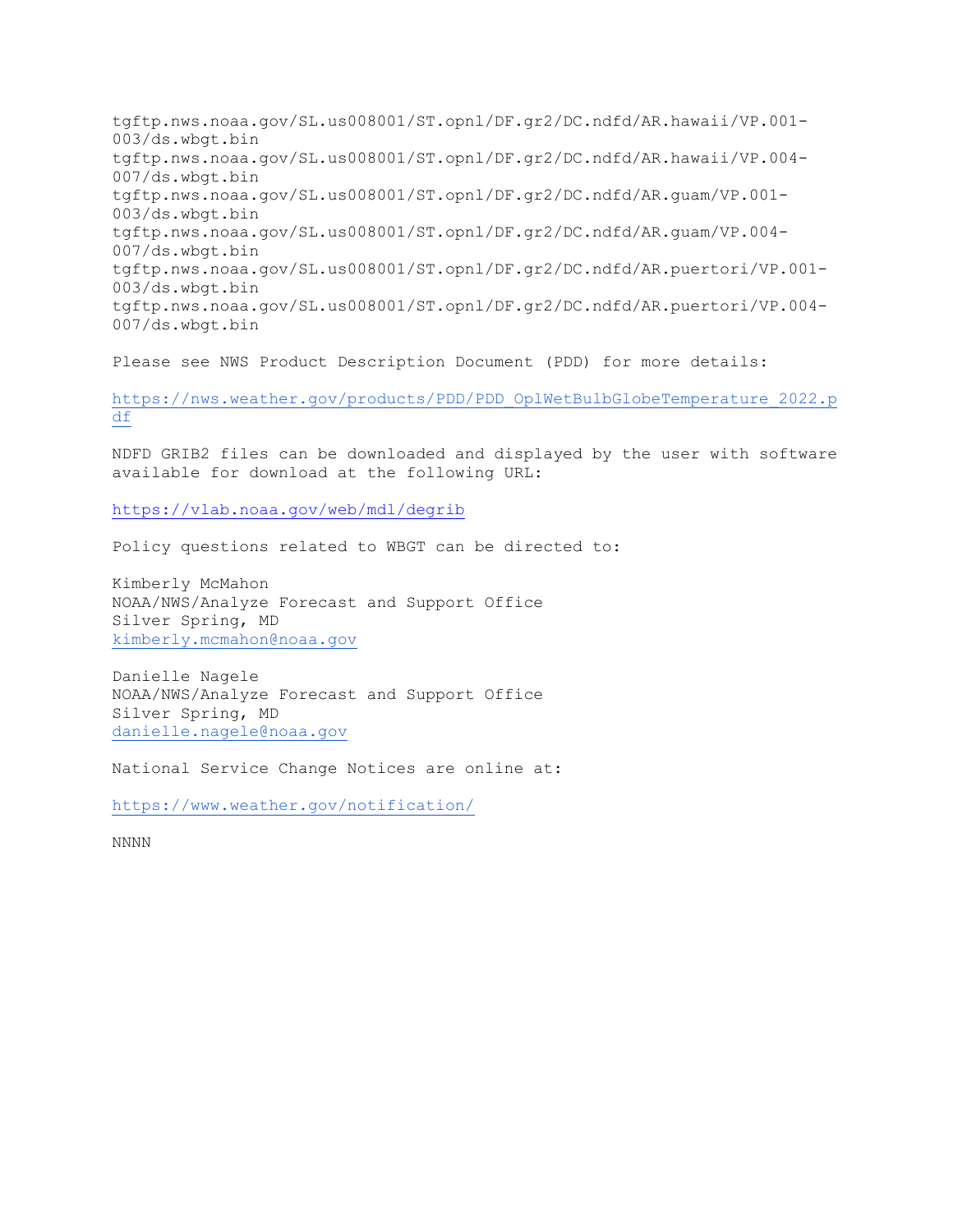tgftp.nws.noaa.gov/SL.us008001/ST.opnl/DF.gr2/DC.ndfd/AR.hawaii/VP.001-003/ds.wbgt.bin
tgftp.nws.noaa.gov/SL.us008001/ST.opnl/DF.gr2/DC.ndfd/AR.hawaii/VP.004-007/ds.wbgt.bin
tgftp.nws.noaa.gov/SL.us008001/ST.opnl/DF.gr2/DC.ndfd/AR.guam/VP.001-003/ds.wbgt.bin
tgftp.nws.noaa.gov/SL.us008001/ST.opnl/DF.gr2/DC.ndfd/AR.guam/VP.004-007/ds.wbgt.bin
tgftp.nws.noaa.gov/SL.us008001/ST.opnl/DF.gr2/DC.ndfd/AR.puertori/VP.001-003/ds.wbgt.bin
tgftp.nws.noaa.gov/SL.us008001/ST.opnl/DF.gr2/DC.ndfd/AR.puertori/VP.004-007/ds.wbgt.bin

Please see NWS Product Description Document (PDD) for more details:

https://nws.weather.gov/products/PDD/PDD_OplWetBulbGlobeTemperature_2022.pdf

NDFD GRIB2 files can be downloaded and displayed by the user with software available for download at the following URL:

https://vlab.noaa.gov/web/mdl/degrib

Policy questions related to WBGT can be directed to:

Kimberly McMahon
NOAA/NWS/Analyze Forecast and Support Office
Silver Spring, MD
kimberly.mcmahon@noaa.gov

Danielle Nagele
NOAA/NWS/Analyze Forecast and Support Office
Silver Spring, MD
danielle.nagele@noaa.gov

National Service Change Notices are online at:

https://www.weather.gov/notification/

NNNN